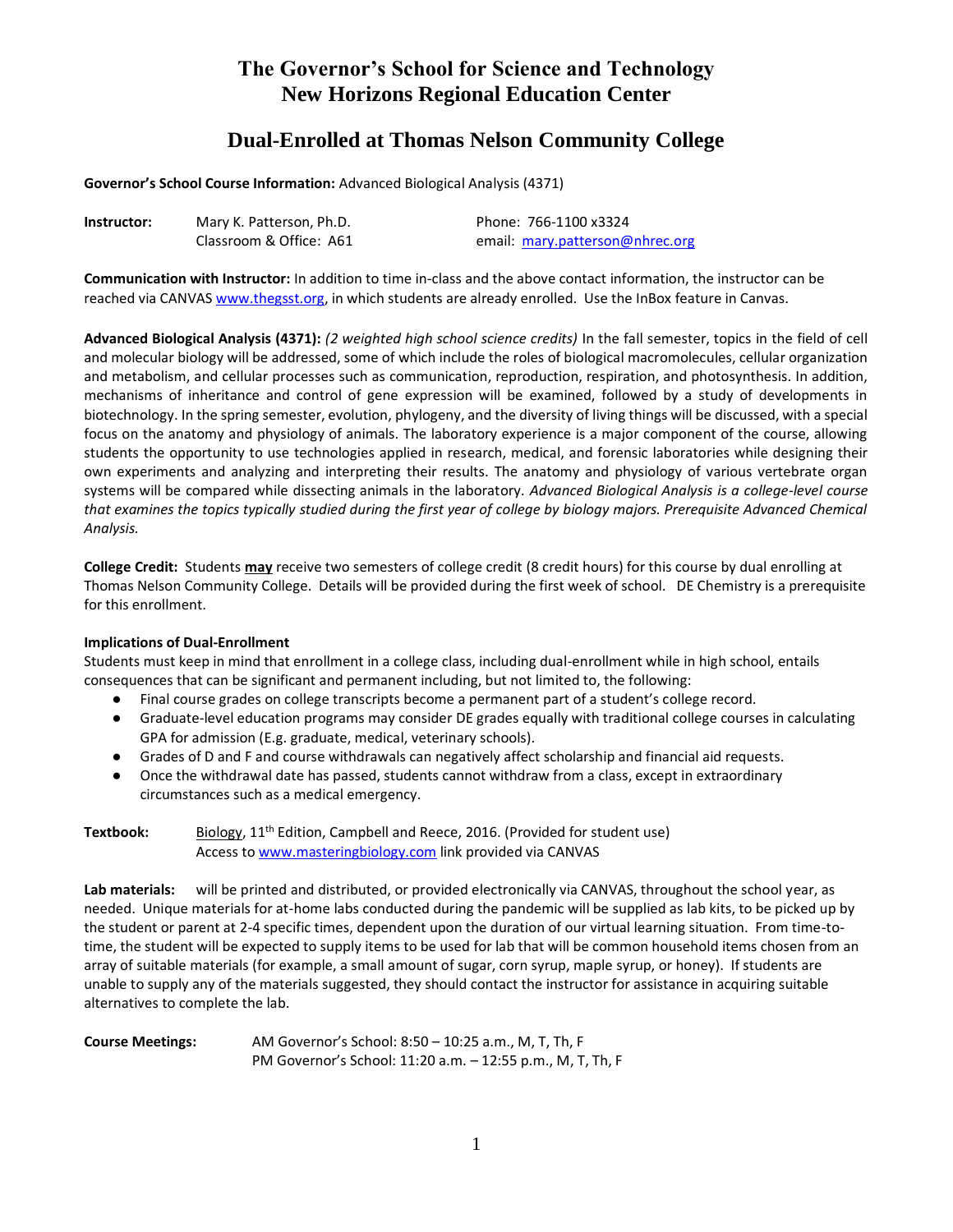# The Governor's School for Science and Technology
# New Horizons Regional Education Center

## Dual-Enrolled at Thomas Nelson Community College

**Governor's School Course Information:** Advanced Biological Analysis (4371)

| **Instructor:** | Mary K. Patterson, Ph.D. | Phone: 766-1100 x3324 |
|---|---|---|
| | Classroom & Office: A61 | email: mary.patterson@nhrec.org |

**Communication with Instructor:** In addition to time in-class and the above contact information, the instructor can be reached via CANVAS www.thegsst.org, in which students are already enrolled. Use the InBox feature in Canvas.

**Advanced Biological Analysis (4371):** *(2 weighted high school science credits)* In the fall semester, topics in the field of cell and molecular biology will be addressed, some of which include the roles of biological macromolecules, cellular organization and metabolism, and cellular processes such as communication, reproduction, respiration, and photosynthesis. In addition, mechanisms of inheritance and control of gene expression will be examined, followed by a study of developments in biotechnology. In the spring semester, evolution, phylogeny, and the diversity of living things will be discussed, with a special focus on the anatomy and physiology of animals. The laboratory experience is a major component of the course, allowing students the opportunity to use technologies applied in research, medical, and forensic laboratories while designing their own experiments and analyzing and interpreting their results. The anatomy and physiology of various vertebrate organ systems will be compared while dissecting animals in the laboratory. *Advanced Biological Analysis is a college-level course that examines the topics typically studied during the first year of college by biology majors. Prerequisite Advanced Chemical Analysis.*

**College Credit:** Students **may** receive two semesters of college credit (8 credit hours) for this course by dual enrolling at Thomas Nelson Community College. Details will be provided during the first week of school. DE Chemistry is a prerequisite for this enrollment.

**Implications of Dual-Enrollment**

Students must keep in mind that enrollment in a college class, including dual-enrollment while in high school, entails consequences that can be significant and permanent including, but not limited to, the following:

- Final course grades on college transcripts become a permanent part of a student's college record.
- Graduate-level education programs may consider DE grades equally with traditional college courses in calculating GPA for admission (E.g. graduate, medical, veterinary schools).
- Grades of D and F and course withdrawals can negatively affect scholarship and financial aid requests.
- Once the withdrawal date has passed, students cannot withdraw from a class, except in extraordinary circumstances such as a medical emergency.

**Textbook:** Biology, 11th Edition, Campbell and Reece, 2016. (Provided for student use)
Access to www.masteringbiology.com link provided via CANVAS

**Lab materials:** will be printed and distributed, or provided electronically via CANVAS, throughout the school year, as needed. Unique materials for at-home labs conducted during the pandemic will be supplied as lab kits, to be picked up by the student or parent at 2-4 specific times, dependent upon the duration of our virtual learning situation. From time-to-time, the student will be expected to supply items to be used for lab that will be common household items chosen from an array of suitable materials (for example, a small amount of sugar, corn syrup, maple syrup, or honey). If students are unable to supply any of the materials suggested, they should contact the instructor for assistance in acquiring suitable alternatives to complete the lab.

**Course Meetings:** AM Governor's School: 8:50 – 10:25 a.m., M, T, Th, F
PM Governor's School: 11:20 a.m. – 12:55 p.m., M, T, Th, F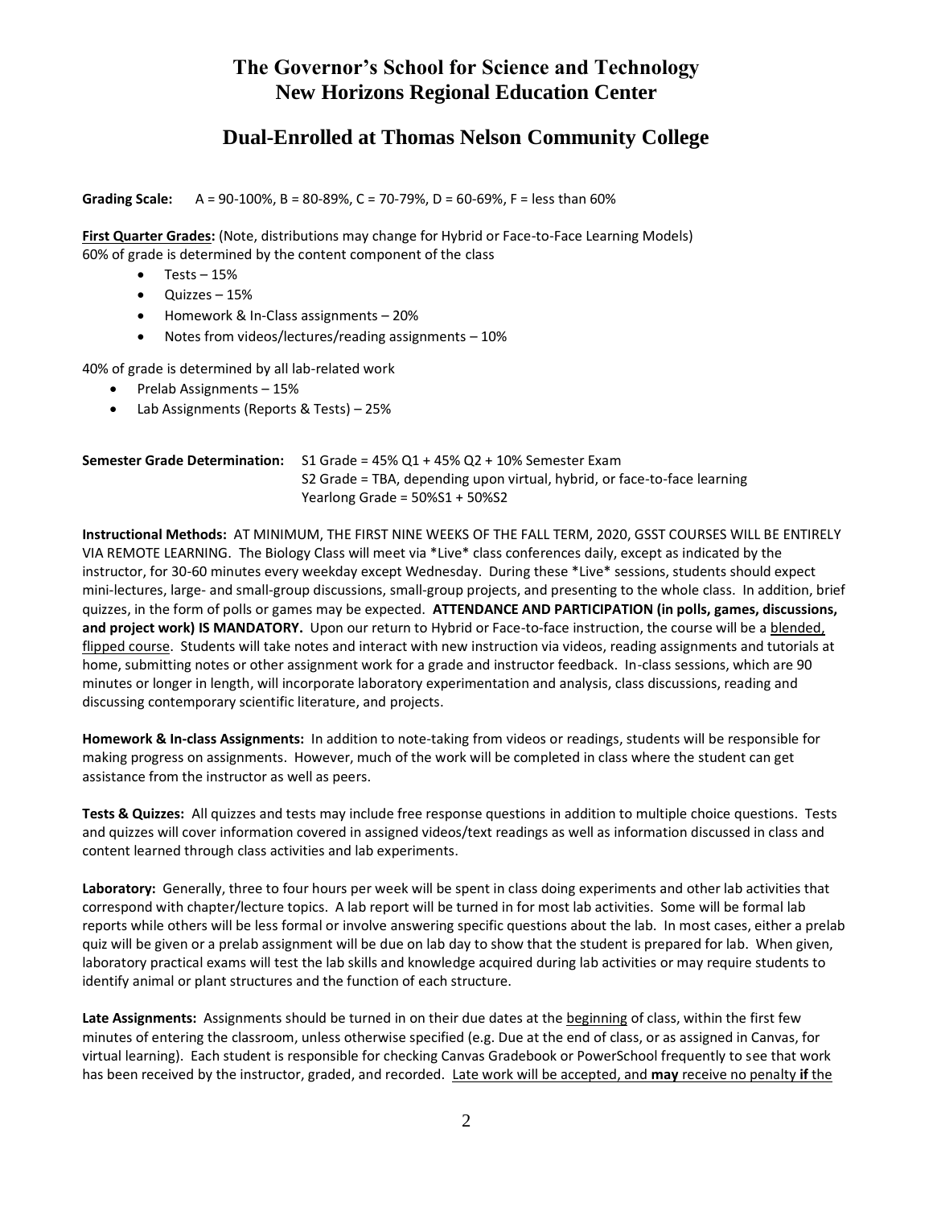# The Governor's School for Science and Technology
# New Horizons Regional Education Center

## Dual-Enrolled at Thomas Nelson Community College

**Grading Scale:** A = 90-100%, B = 80-89%, C = 70-79%, D = 60-69%, F = less than 60%

**First Quarter Grades:** (Note, distributions may change for Hybrid or Face-to-Face Learning Models)
60% of grade is determined by the content component of the class

- Tests – 15%
- Quizzes – 15%
- Homework & In-Class assignments – 20%
- Notes from videos/lectures/reading assignments – 10%

40% of grade is determined by all lab-related work

- Prelab Assignments – 15%
- Lab Assignments (Reports & Tests) – 25%

**Semester Grade Determination:** S1 Grade = 45% Q1 + 45% Q2 + 10% Semester Exam
S2 Grade = TBA, depending upon virtual, hybrid, or face-to-face learning
Yearlong Grade = 50%S1 + 50%S2

**Instructional Methods:** AT MINIMUM, THE FIRST NINE WEEKS OF THE FALL TERM, 2020, GSST COURSES WILL BE ENTIRELY VIA REMOTE LEARNING. The Biology Class will meet via *Live* class conferences daily, except as indicated by the instructor, for 30-60 minutes every weekday except Wednesday. During these *Live* sessions, students should expect mini-lectures, large- and small-group discussions, small-group projects, and presenting to the whole class. In addition, brief quizzes, in the form of polls or games may be expected. **ATTENDANCE AND PARTICIPATION (in polls, games, discussions, and project work) IS MANDATORY.** Upon our return to Hybrid or Face-to-face instruction, the course will be a blended, flipped course. Students will take notes and interact with new instruction via videos, reading assignments and tutorials at home, submitting notes or other assignment work for a grade and instructor feedback. In-class sessions, which are 90 minutes or longer in length, will incorporate laboratory experimentation and analysis, class discussions, reading and discussing contemporary scientific literature, and projects.

**Homework & In-class Assignments:** In addition to note-taking from videos or readings, students will be responsible for making progress on assignments. However, much of the work will be completed in class where the student can get assistance from the instructor as well as peers.

**Tests & Quizzes:** All quizzes and tests may include free response questions in addition to multiple choice questions. Tests and quizzes will cover information covered in assigned videos/text readings as well as information discussed in class and content learned through class activities and lab experiments.

**Laboratory:** Generally, three to four hours per week will be spent in class doing experiments and other lab activities that correspond with chapter/lecture topics. A lab report will be turned in for most lab activities. Some will be formal lab reports while others will be less formal or involve answering specific questions about the lab. In most cases, either a prelab quiz will be given or a prelab assignment will be due on lab day to show that the student is prepared for lab. When given, laboratory practical exams will test the lab skills and knowledge acquired during lab activities or may require students to identify animal or plant structures and the function of each structure.

**Late Assignments:** Assignments should be turned in on their due dates at the beginning of class, within the first few minutes of entering the classroom, unless otherwise specified (e.g. Due at the end of class, or as assigned in Canvas, for virtual learning). Each student is responsible for checking Canvas Gradebook or PowerSchool frequently to see that work has been received by the instructor, graded, and recorded. Late work will be accepted, and **may** receive no penalty **if** the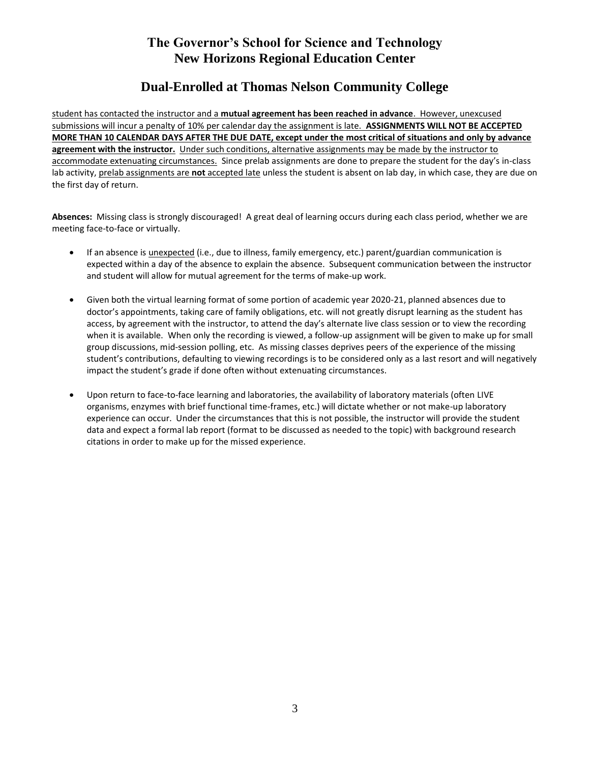student has contacted the instructor and a **mutual agreement has been reached in advance**. However, unexcused submissions will incur a penalty of 10% per calendar day the assignment is late. **ASSIGNMENTS WILL NOT BE ACCEPTED MORE THAN 10 CALENDAR DAYS AFTER THE DUE DATE, except under the most critical of situations and only by advance agreement with the instructor.** Under such conditions, alternative assignments may be made by the instructor to accommodate extenuating circumstances. Since prelab assignments are done to prepare the student for the day's in-class lab activity, prelab assignments are **not** accepted late unless the student is absent on lab day, in which case, they are due on the first day of return.

**Absences:** Missing class is strongly discouraged! A great deal of learning occurs during each class period, whether we are meeting face-to-face or virtually.

- If an absence is unexpected (i.e., due to illness, family emergency, etc.) parent/guardian communication is expected within a day of the absence to explain the absence. Subsequent communication between the instructor and student will allow for mutual agreement for the terms of make-up work.
- Given both the virtual learning format of some portion of academic year 2020-21, planned absences due to doctor's appointments, taking care of family obligations, etc. will not greatly disrupt learning as the student has access, by agreement with the instructor, to attend the day's alternate live class session or to view the recording when it is available. When only the recording is viewed, a follow-up assignment will be given to make up for small group discussions, mid-session polling, etc. As missing classes deprives peers of the experience of the missing student's contributions, defaulting to viewing recordings is to be considered only as a last resort and will negatively impact the student's grade if done often without extenuating circumstances.
- Upon return to face-to-face learning and laboratories, the availability of laboratory materials (often LIVE organisms, enzymes with brief functional time-frames, etc.) will dictate whether or not make-up laboratory experience can occur. Under the circumstances that this is not possible, the instructor will provide the student data and expect a formal lab report (format to be discussed as needed to the topic) with background research citations in order to make up for the missed experience.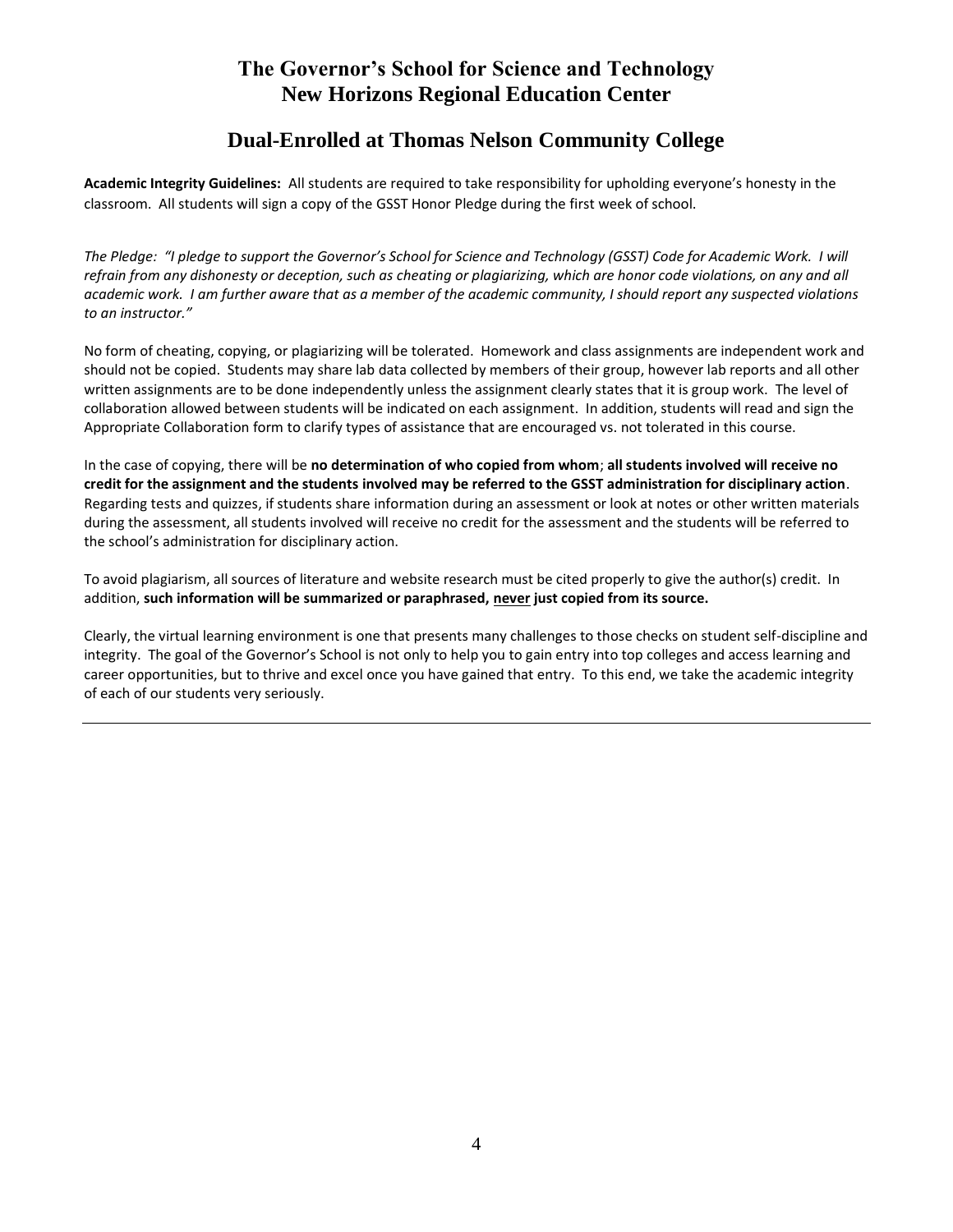# The Governor's School for Science and Technology
# New Horizons Regional Education Center

## Dual-Enrolled at Thomas Nelson Community College

**Academic Integrity Guidelines:** All students are required to take responsibility for upholding everyone's honesty in the classroom. All students will sign a copy of the GSST Honor Pledge during the first week of school.

*The Pledge: "I pledge to support the Governor's School for Science and Technology (GSST) Code for Academic Work. I will refrain from any dishonesty or deception, such as cheating or plagiarizing, which are honor code violations, on any and all academic work. I am further aware that as a member of the academic community, I should report any suspected violations to an instructor."*

No form of cheating, copying, or plagiarizing will be tolerated. Homework and class assignments are independent work and should not be copied. Students may share lab data collected by members of their group, however lab reports and all other written assignments are to be done independently unless the assignment clearly states that it is group work. The level of collaboration allowed between students will be indicated on each assignment. In addition, students will read and sign the Appropriate Collaboration form to clarify types of assistance that are encouraged vs. not tolerated in this course.

In the case of copying, there will be **no determination of who copied from whom**; **all students involved will receive no credit for the assignment and the students involved may be referred to the GSST administration for disciplinary action**. Regarding tests and quizzes, if students share information during an assessment or look at notes or other written materials during the assessment, all students involved will receive no credit for the assessment and the students will be referred to the school's administration for disciplinary action.

To avoid plagiarism, all sources of literature and website research must be cited properly to give the author(s) credit. In addition, **such information will be summarized or paraphrased, <u>never</u> just copied from its source.**

Clearly, the virtual learning environment is one that presents many challenges to those checks on student self-discipline and integrity. The goal of the Governor's School is not only to help you to gain entry into top colleges and access learning and career opportunities, but to thrive and excel once you have gained that entry. To this end, we take the academic integrity of each of our students very seriously.

---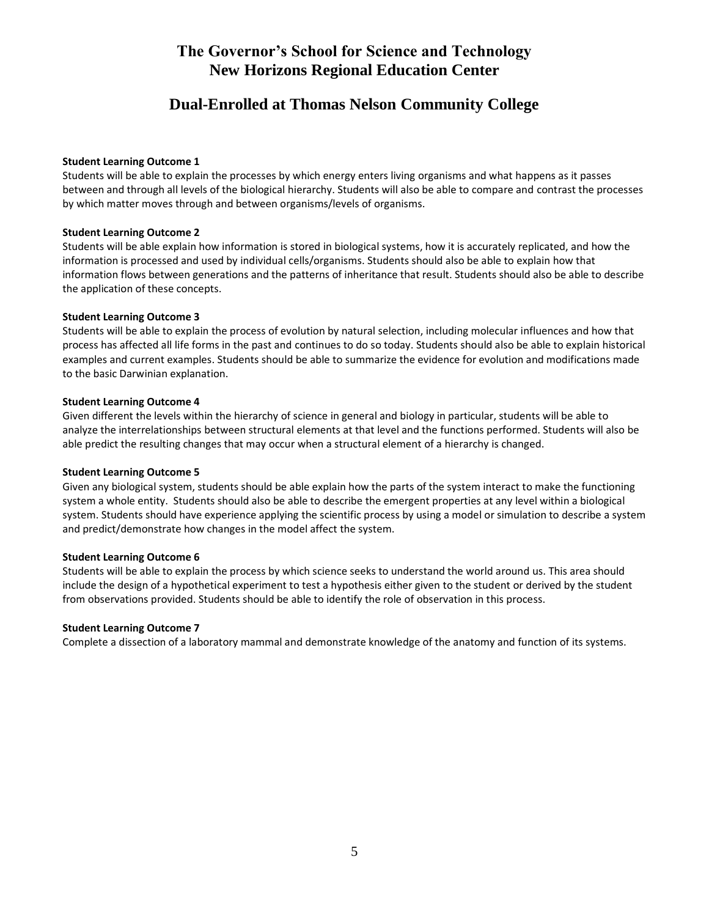# The Governor's School for Science and Technology
# New Horizons Regional Education Center

## Dual-Enrolled at Thomas Nelson Community College

**Student Learning Outcome 1**
Students will be able to explain the processes by which energy enters living organisms and what happens as it passes between and through all levels of the biological hierarchy. Students will also be able to compare and contrast the processes by which matter moves through and between organisms/levels of organisms.

**Student Learning Outcome 2**
Students will be able explain how information is stored in biological systems, how it is accurately replicated, and how the information is processed and used by individual cells/organisms. Students should also be able to explain how that information flows between generations and the patterns of inheritance that result. Students should also be able to describe the application of these concepts.

**Student Learning Outcome 3**
Students will be able to explain the process of evolution by natural selection, including molecular influences and how that process has affected all life forms in the past and continues to do so today. Students should also be able to explain historical examples and current examples. Students should be able to summarize the evidence for evolution and modifications made to the basic Darwinian explanation.

**Student Learning Outcome 4**
Given different the levels within the hierarchy of science in general and biology in particular, students will be able to analyze the interrelationships between structural elements at that level and the functions performed. Students will also be able predict the resulting changes that may occur when a structural element of a hierarchy is changed.

**Student Learning Outcome 5**
Given any biological system, students should be able explain how the parts of the system interact to make the functioning system a whole entity. Students should also be able to describe the emergent properties at any level within a biological system. Students should have experience applying the scientific process by using a model or simulation to describe a system and predict/demonstrate how changes in the model affect the system.

**Student Learning Outcome 6**
Students will be able to explain the process by which science seeks to understand the world around us. This area should include the design of a hypothetical experiment to test a hypothesis either given to the student or derived by the student from observations provided. Students should be able to identify the role of observation in this process.

**Student Learning Outcome 7**
Complete a dissection of a laboratory mammal and demonstrate knowledge of the anatomy and function of its systems.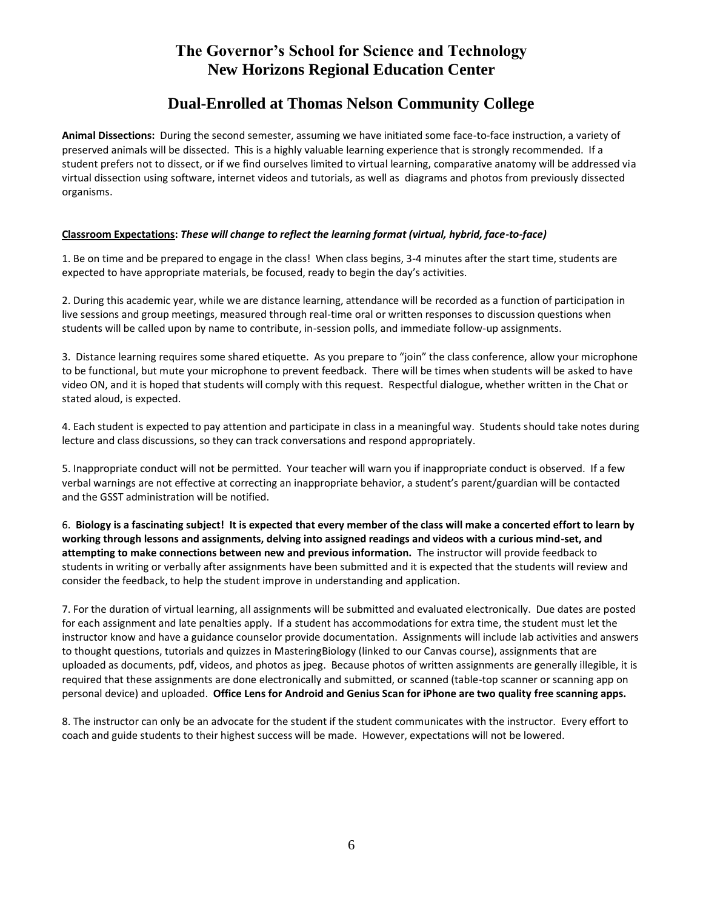# The Governor's School for Science and Technology
# New Horizons Regional Education Center

## Dual-Enrolled at Thomas Nelson Community College

**Animal Dissections:** During the second semester, assuming we have initiated some face-to-face instruction, a variety of preserved animals will be dissected. This is a highly valuable learning experience that is strongly recommended. If a student prefers not to dissect, or if we find ourselves limited to virtual learning, comparative anatomy will be addressed via virtual dissection using software, internet videos and tutorials, as well as diagrams and photos from previously dissected organisms.

**Classroom Expectations:** ***These will change to reflect the learning format (virtual, hybrid, face-to-face)***

1. Be on time and be prepared to engage in the class! When class begins, 3-4 minutes after the start time, students are expected to have appropriate materials, be focused, ready to begin the day's activities.

2. During this academic year, while we are distance learning, attendance will be recorded as a function of participation in live sessions and group meetings, measured through real-time oral or written responses to discussion questions when students will be called upon by name to contribute, in-session polls, and immediate follow-up assignments.

3. Distance learning requires some shared etiquette. As you prepare to "join" the class conference, allow your microphone to be functional, but mute your microphone to prevent feedback. There will be times when students will be asked to have video ON, and it is hoped that students will comply with this request. Respectful dialogue, whether written in the Chat or stated aloud, is expected.

4. Each student is expected to pay attention and participate in class in a meaningful way. Students should take notes during lecture and class discussions, so they can track conversations and respond appropriately.

5. Inappropriate conduct will not be permitted. Your teacher will warn you if inappropriate conduct is observed. If a few verbal warnings are not effective at correcting an inappropriate behavior, a student's parent/guardian will be contacted and the GSST administration will be notified.

6. **Biology is a fascinating subject! It is expected that every member of the class will make a concerted effort to learn by working through lessons and assignments, delving into assigned readings and videos with a curious mind-set, and attempting to make connections between new and previous information.** The instructor will provide feedback to students in writing or verbally after assignments have been submitted and it is expected that the students will review and consider the feedback, to help the student improve in understanding and application.

7. For the duration of virtual learning, all assignments will be submitted and evaluated electronically. Due dates are posted for each assignment and late penalties apply. If a student has accommodations for extra time, the student must let the instructor know and have a guidance counselor provide documentation. Assignments will include lab activities and answers to thought questions, tutorials and quizzes in MasteringBiology (linked to our Canvas course), assignments that are uploaded as documents, pdf, videos, and photos as jpeg. Because photos of written assignments are generally illegible, it is required that these assignments are done electronically and submitted, or scanned (table-top scanner or scanning app on personal device) and uploaded. **Office Lens for Android and Genius Scan for iPhone are two quality free scanning apps.**

8. The instructor can only be an advocate for the student if the student communicates with the instructor. Every effort to coach and guide students to their highest success will be made. However, expectations will not be lowered.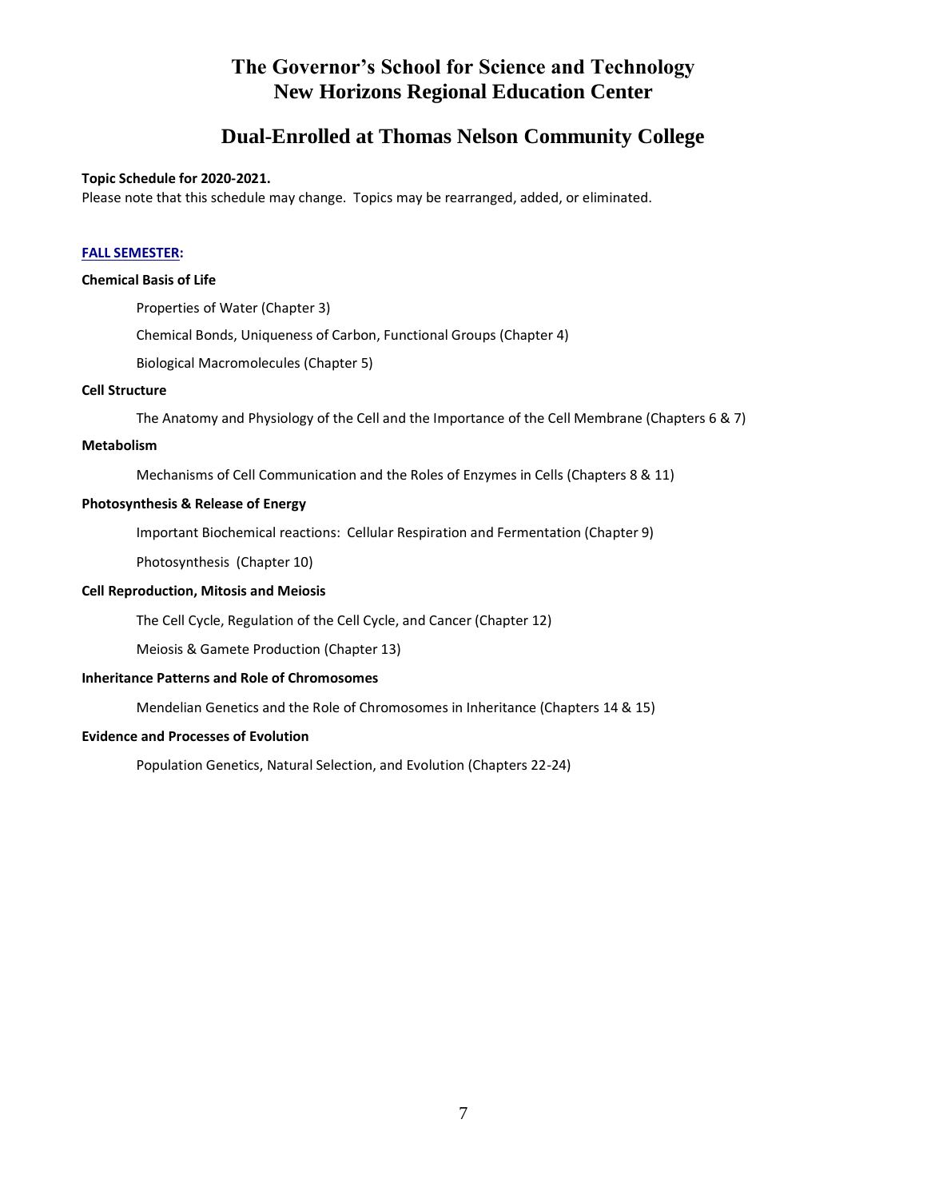# The Governor's School for Science and Technology
# New Horizons Regional Education Center

## Dual-Enrolled at Thomas Nelson Community College

**Topic Schedule for 2020-2021.**
Please note that this schedule may change. Topics may be rearranged, added, or eliminated.

**FALL SEMESTER:**

**Chemical Basis of Life**

- Properties of Water (Chapter 3)
- Chemical Bonds, Uniqueness of Carbon, Functional Groups (Chapter 4)
- Biological Macromolecules (Chapter 5)

**Cell Structure**

- The Anatomy and Physiology of the Cell and the Importance of the Cell Membrane (Chapters 6 & 7)

**Metabolism**

- Mechanisms of Cell Communication and the Roles of Enzymes in Cells (Chapters 8 & 11)

**Photosynthesis & Release of Energy**

- Important Biochemical reactions: Cellular Respiration and Fermentation (Chapter 9)
- Photosynthesis (Chapter 10)

**Cell Reproduction, Mitosis and Meiosis**

- The Cell Cycle, Regulation of the Cell Cycle, and Cancer (Chapter 12)
- Meiosis & Gamete Production (Chapter 13)

**Inheritance Patterns and Role of Chromosomes**

- Mendelian Genetics and the Role of Chromosomes in Inheritance (Chapters 14 & 15)

**Evidence and Processes of Evolution**

- Population Genetics, Natural Selection, and Evolution (Chapters 22-24)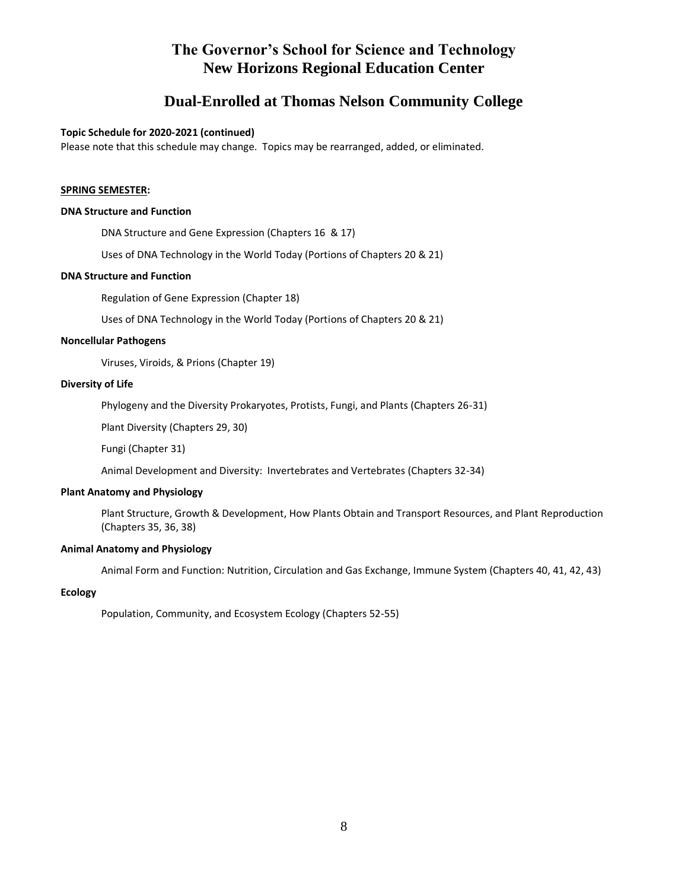# The Governor's School for Science and Technology
# New Horizons Regional Education Center

## Dual-Enrolled at Thomas Nelson Community College

**Topic Schedule for 2020-2021 (continued)**

Please note that this schedule may change. Topics may be rearranged, added, or eliminated.

**SPRING SEMESTER:**

**DNA Structure and Function**

DNA Structure and Gene Expression (Chapters 16 & 17)

Uses of DNA Technology in the World Today (Portions of Chapters 20 & 21)

**DNA Structure and Function**

Regulation of Gene Expression (Chapter 18)

Uses of DNA Technology in the World Today (Portions of Chapters 20 & 21)

**Noncellular Pathogens**

Viruses, Viroids, & Prions (Chapter 19)

**Diversity of Life**

Phylogeny and the Diversity Prokaryotes, Protists, Fungi, and Plants (Chapters 26-31)

Plant Diversity (Chapters 29, 30)

Fungi (Chapter 31)

Animal Development and Diversity: Invertebrates and Vertebrates (Chapters 32-34)

**Plant Anatomy and Physiology**

Plant Structure, Growth & Development, How Plants Obtain and Transport Resources, and Plant Reproduction (Chapters 35, 36, 38)

**Animal Anatomy and Physiology**

Animal Form and Function: Nutrition, Circulation and Gas Exchange, Immune System (Chapters 40, 41, 42, 43)

**Ecology**

Population, Community, and Ecosystem Ecology (Chapters 52-55)